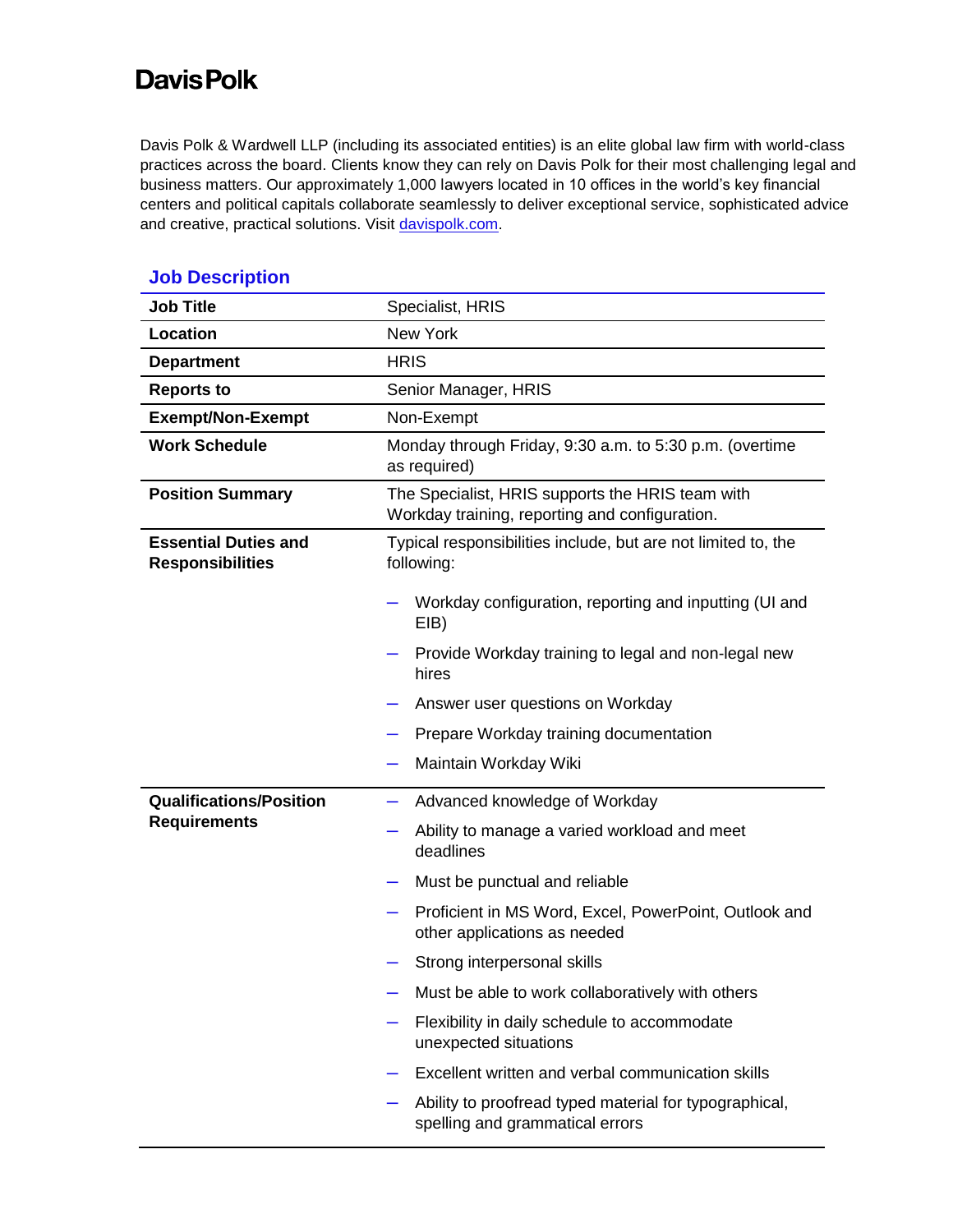# Davis Polk

Davis Polk & Wardwell LLP (including its associated entities) is an elite global law firm with world-class practices across the board. Clients know they can rely on Davis Polk for their most challenging legal and business matters. Our approximately 1,000 lawyers located in 10 offices in the world's key financial centers and political capitals collaborate seamlessly to deliver exceptional service, sophisticated advice and creative, practical solutions. Visit [davispolk.com](davispolk.com).

## Job Description

| | |
|---|---|
| **Job Title** | Specialist, HRIS |
| **Location** | New York |
| **Department** | HRIS |
| **Reports to** | Senior Manager, HRIS |
| **Exempt/Non-Exempt** | Non-Exempt |
| **Work Schedule** | Monday through Friday, 9:30 a.m. to 5:30 p.m. (overtime as required) |
| **Position Summary** | The Specialist, HRIS supports the HRIS team with Workday training, reporting and configuration. |
| **Essential Duties and Responsibilities** | Typical responsibilities include, but are not limited to, the following:<br>– Workday configuration, reporting and inputting (UI and EIB)<br>– Provide Workday training to legal and non-legal new hires<br>– Answer user questions on Workday<br>– Prepare Workday training documentation<br>– Maintain Workday Wiki |
| **Qualifications/Position Requirements** | – Advanced knowledge of Workday<br>– Ability to manage a varied workload and meet deadlines<br>– Must be punctual and reliable<br>– Proficient in MS Word, Excel, PowerPoint, Outlook and other applications as needed<br>– Strong interpersonal skills<br>– Must be able to work collaboratively with others<br>– Flexibility in daily schedule to accommodate unexpected situations<br>– Excellent written and verbal communication skills<br>– Ability to proofread typed material for typographical, spelling and grammatical errors |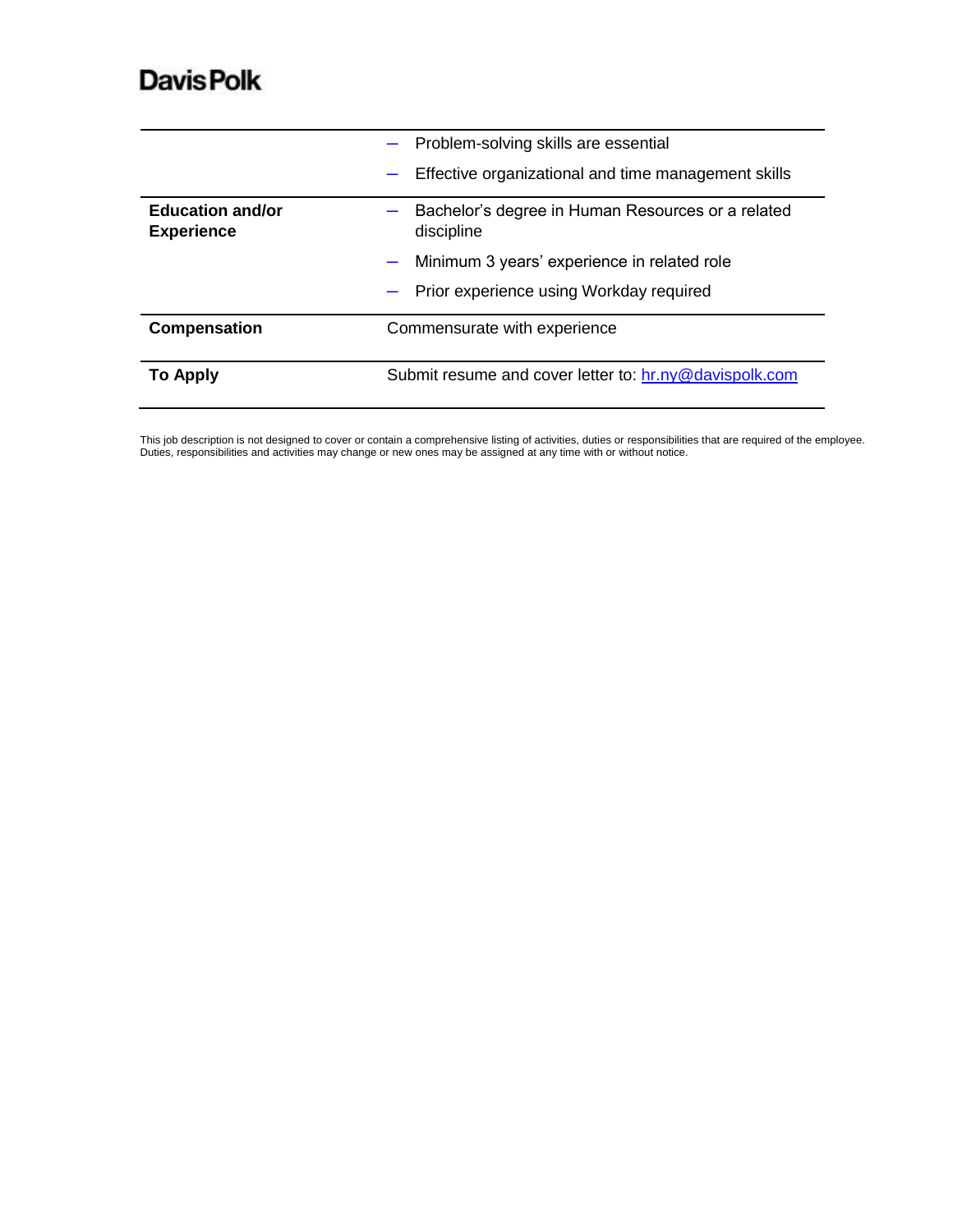| | |
|---|---|
| | – Problem-solving skills are essential<br>– Effective organizational and time management skills |
| **Education and/or Experience** | – Bachelor's degree in Human Resources or a related discipline<br>– Minimum 3 years' experience in related role<br>– Prior experience using Workday required |
| **Compensation** | Commensurate with experience |
| **To Apply** | Submit resume and cover letter to: [hr.ny@davispolk.com](mailto:hr.ny@davispolk.com) |

This job description is not designed to cover or contain a comprehensive listing of activities, duties or responsibilities that are required of the employee. Duties, responsibilities and activities may change or new ones may be assigned at any time with or without notice.